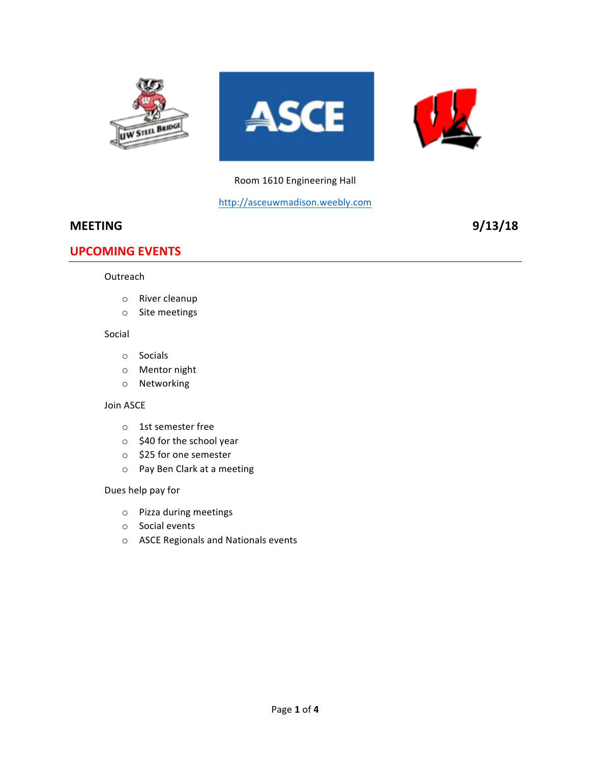Room 1610 Engineering Hall

http://asceuwmadison.weebly.com

## MEETING 9/13/18

## UPCOMING EVENTS

Outreach

- River cleanup
- Site meetings

Social

- Socials
- Mentor night
- Networking

Join ASCE

- 1st semester free
- $40 for the school year
- $25 for one semester
- Pay Ben Clark at a meeting

Dues help pay for

- Pizza during meetings
- Social events
- ASCE Regionals and Nationals events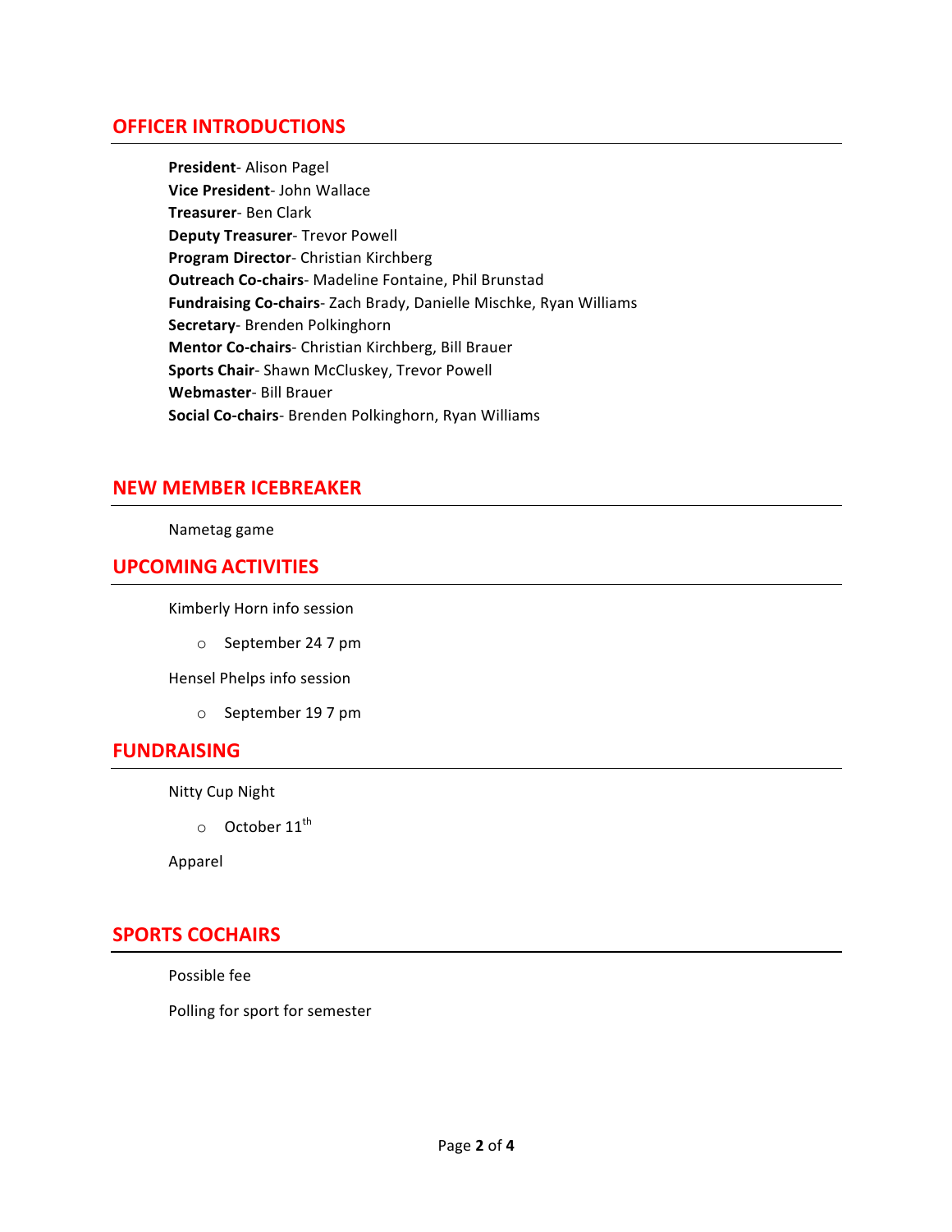## OFFICER INTRODUCTIONS

**President**- Alison Pagel
**Vice President**- John Wallace
**Treasurer**- Ben Clark
**Deputy Treasurer**- Trevor Powell
**Program Director**- Christian Kirchberg
**Outreach Co-chairs**- Madeline Fontaine, Phil Brunstad
**Fundraising Co-chairs**- Zach Brady, Danielle Mischke, Ryan Williams
**Secretary**- Brenden Polkinghorn
**Mentor Co-chairs**- Christian Kirchberg, Bill Brauer
**Sports Chair**- Shawn McCluskey, Trevor Powell
**Webmaster**- Bill Brauer
**Social Co-chairs**- Brenden Polkinghorn, Ryan Williams

## NEW MEMBER ICEBREAKER

Nametag game

## UPCOMING ACTIVITIES

Kimberly Horn info session

- September 24 7 pm

Hensel Phelps info session

- September 19 7 pm

## FUNDRAISING

Nitty Cup Night

- October 11th

Apparel

## SPORTS COCHAIRS

Possible fee

Polling for sport for semester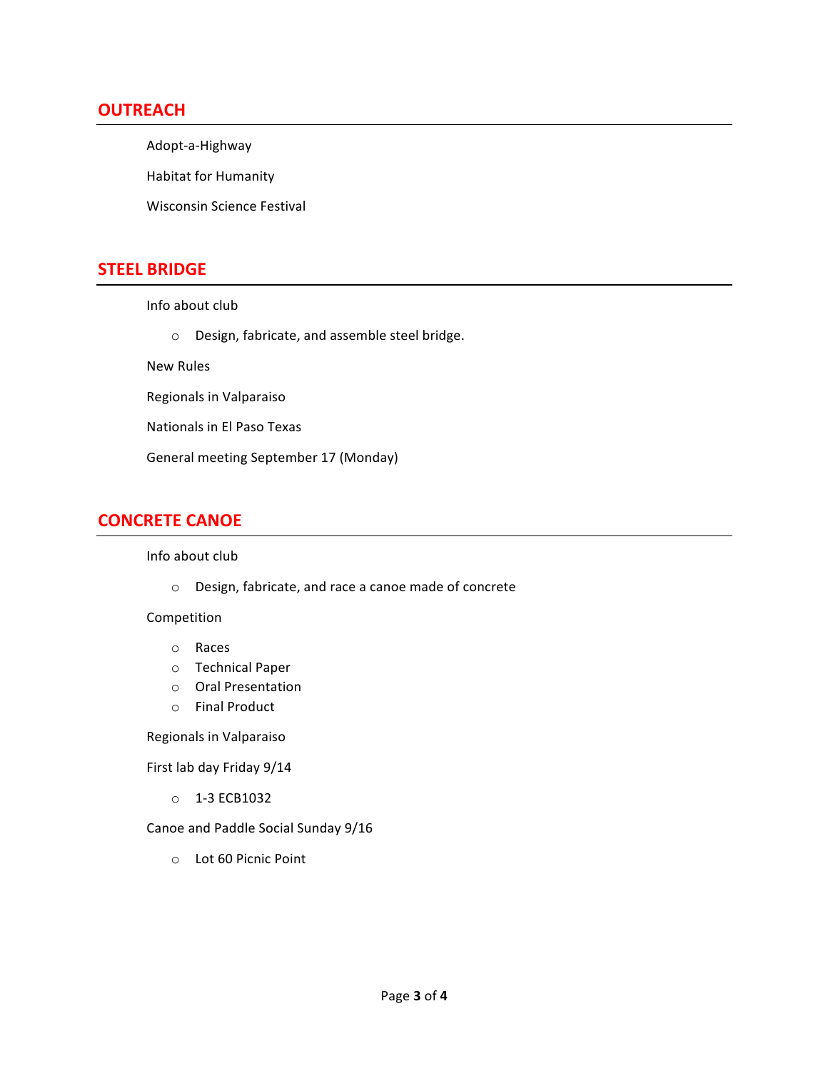## OUTREACH

Adopt-a-Highway

Habitat for Humanity

Wisconsin Science Festival

## STEEL BRIDGE

Info about club

- Design, fabricate, and assemble steel bridge.

New Rules

Regionals in Valparaiso

Nationals in El Paso Texas

General meeting September 17 (Monday)

## CONCRETE CANOE

Info about club

- Design, fabricate, and race a canoe made of concrete

Competition

- Races
- Technical Paper
- Oral Presentation
- Final Product

Regionals in Valparaiso

First lab day Friday 9/14

- 1-3 ECB1032

Canoe and Paddle Social Sunday 9/16

- Lot 60 Picnic Point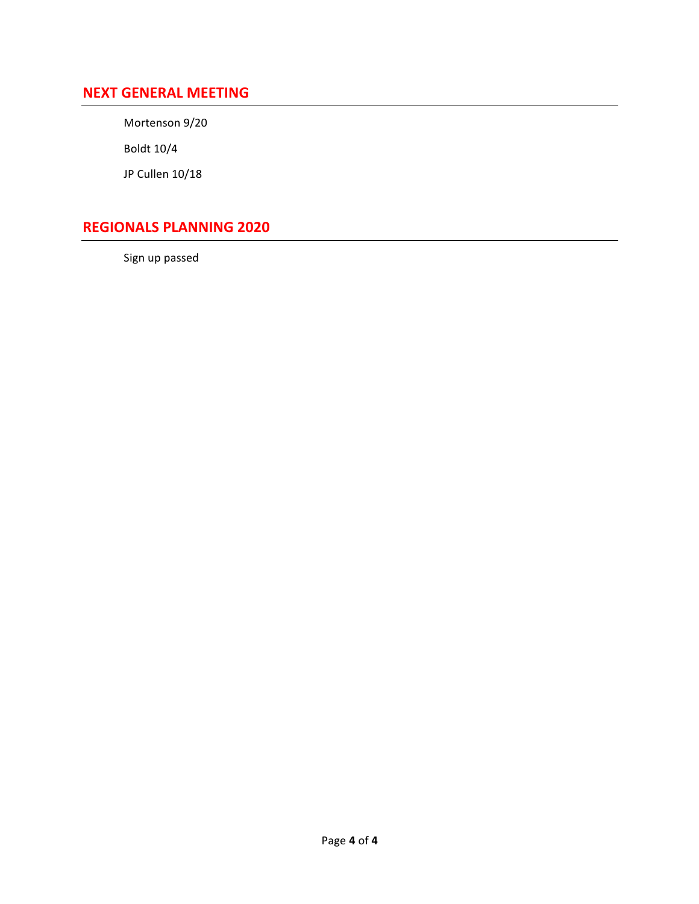## NEXT GENERAL MEETING

Mortenson 9/20

Boldt 10/4

JP Cullen 10/18

## REGIONALS PLANNING 2020

Sign up passed